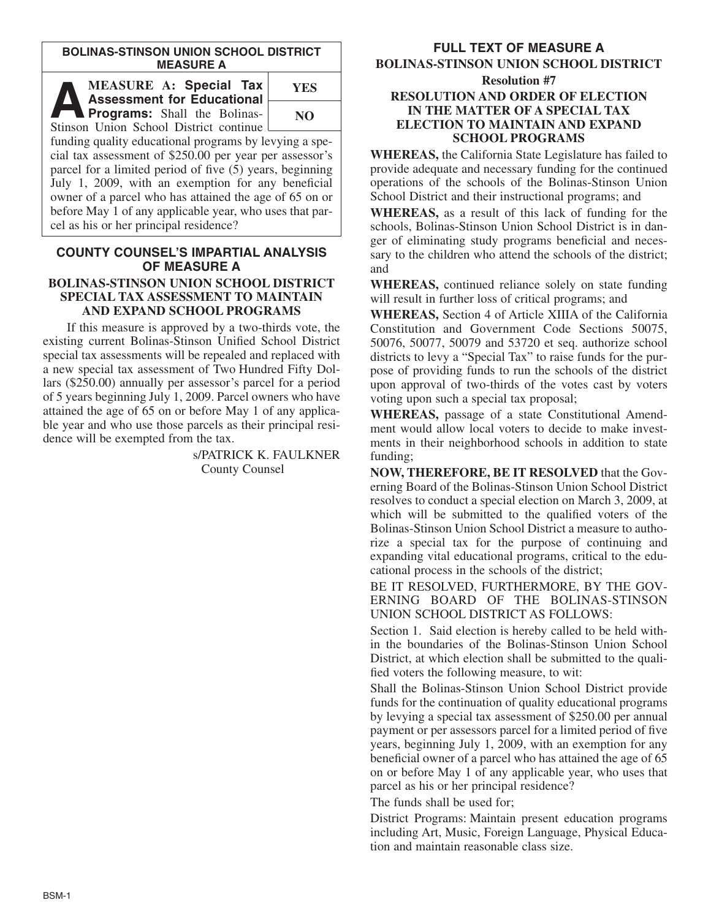## BOLINAS-STINSON UNION SCHOOL DISTRICT MEASURE A

| | |
|---|---|
| **A MEASURE A: Special Tax Assessment for Educational Programs:** Shall the Bolinas-Stinson Union School District continue funding quality educational programs by levying a special tax assessment of $250.00 per year per assessor's parcel for a limited period of five (5) years, beginning July 1, 2009, with an exemption for any beneficial owner of a parcel who has attained the age of 65 on or before May 1 of any applicable year, who uses that parcel as his or her principal residence? | YES |
| | NO |

## COUNTY COUNSEL'S IMPARTIAL ANALYSIS OF MEASURE A

### BOLINAS-STINSON UNION SCHOOL DISTRICT SPECIAL TAX ASSESSMENT TO MAINTAIN AND EXPAND SCHOOL PROGRAMS

If this measure is approved by a two-thirds vote, the existing current Bolinas-Stinson Unified School District special tax assessments will be repealed and replaced with a new special tax assessment of Two Hundred Fifty Dollars ($250.00) annually per assessor's parcel for a period of 5 years beginning July 1, 2009. Parcel owners who have attained the age of 65 on or before May 1 of any applicable year and who use those parcels as their principal residence will be exempted from the tax.

s/PATRICK K. FAULKNER
County Counsel

## FULL TEXT OF MEASURE A

### BOLINAS-STINSON UNION SCHOOL DISTRICT

**Resolution #7**

### RESOLUTION AND ORDER OF ELECTION IN THE MATTER OF A SPECIAL TAX ELECTION TO MAINTAIN AND EXPAND SCHOOL PROGRAMS

**WHEREAS,** the California State Legislature has failed to provide adequate and necessary funding for the continued operations of the schools of the Bolinas-Stinson Union School District and their instructional programs; and

**WHEREAS,** as a result of this lack of funding for the schools, Bolinas-Stinson Union School District is in danger of eliminating study programs beneficial and necessary to the children who attend the schools of the district; and

**WHEREAS,** continued reliance solely on state funding will result in further loss of critical programs; and

**WHEREAS,** Section 4 of Article XIIIA of the California Constitution and Government Code Sections 50075, 50076, 50077, 50079 and 53720 et seq. authorize school districts to levy a "Special Tax" to raise funds for the purpose of providing funds to run the schools of the district upon approval of two-thirds of the votes cast by voters voting upon such a special tax proposal;

**WHEREAS,** passage of a state Constitutional Amendment would allow local voters to decide to make investments in their neighborhood schools in addition to state funding;

**NOW, THEREFORE, BE IT RESOLVED** that the Governing Board of the Bolinas-Stinson Union School District resolves to conduct a special election on March 3, 2009, at which will be submitted to the qualified voters of the Bolinas-Stinson Union School District a measure to authorize a special tax for the purpose of continuing and expanding vital educational programs, critical to the educational process in the schools of the district;

BE IT RESOLVED, FURTHERMORE, BY THE GOVERNING BOARD OF THE BOLINAS-STINSON UNION SCHOOL DISTRICT AS FOLLOWS:

Section 1. Said election is hereby called to be held within the boundaries of the Bolinas-Stinson Union School District, at which election shall be submitted to the qualified voters the following measure, to wit:

Shall the Bolinas-Stinson Union School District provide funds for the continuation of quality educational programs by levying a special tax assessment of $250.00 per annual payment or per assessors parcel for a limited period of five years, beginning July 1, 2009, with an exemption for any beneficial owner of a parcel who has attained the age of 65 on or before May 1 of any applicable year, who uses that parcel as his or her principal residence?

The funds shall be used for;

District Programs: Maintain present education programs including Art, Music, Foreign Language, Physical Education and maintain reasonable class size.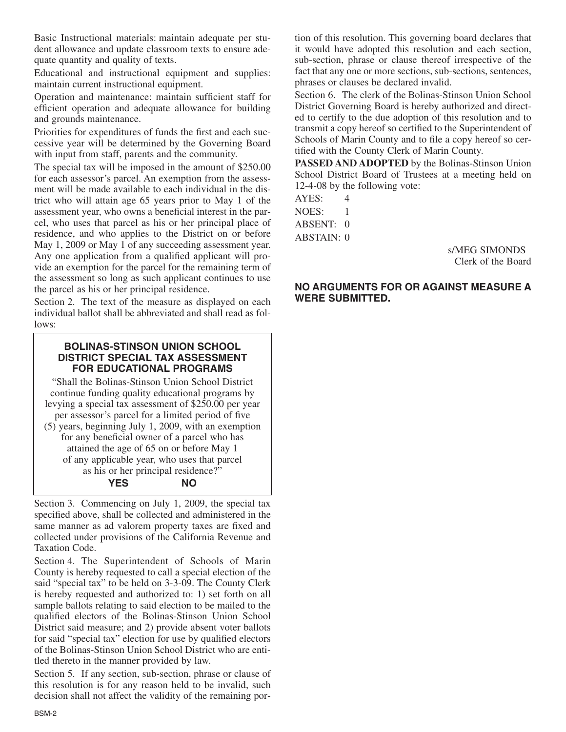Basic Instructional materials: maintain adequate per student allowance and update classroom texts to ensure adequate quantity and quality of texts.

Educational and instructional equipment and supplies: maintain current instructional equipment.

Operation and maintenance: maintain sufficient staff for efficient operation and adequate allowance for building and grounds maintenance.

Priorities for expenditures of funds the first and each successive year will be determined by the Governing Board with input from staff, parents and the community.

The special tax will be imposed in the amount of $250.00 for each assessor's parcel. An exemption from the assessment will be made available to each individual in the district who will attain age 65 years prior to May 1 of the assessment year, who owns a beneficial interest in the parcel, who uses that parcel as his or her principal place of residence, and who applies to the District on or before May 1, 2009 or May 1 of any succeeding assessment year. Any one application from a qualified applicant will provide an exemption for the parcel for the remaining term of the assessment so long as such applicant continues to use the parcel as his or her principal residence.

Section 2. The text of the measure as displayed on each individual ballot shall be abbreviated and shall read as follows:

**BOLINAS-STINSON UNION SCHOOL DISTRICT SPECIAL TAX ASSESSMENT FOR EDUCATIONAL PROGRAMS**

"Shall the Bolinas-Stinson Union School District continue funding quality educational programs by levying a special tax assessment of $250.00 per year per assessor's parcel for a limited period of five (5) years, beginning July 1, 2009, with an exemption for any beneficial owner of a parcel who has attained the age of 65 on or before May 1 of any applicable year, who uses that parcel as his or her principal residence?"

**YES** **NO**

Section 3. Commencing on July 1, 2009, the special tax specified above, shall be collected and administered in the same manner as ad valorem property taxes are fixed and collected under provisions of the California Revenue and Taxation Code.

Section 4. The Superintendent of Schools of Marin County is hereby requested to call a special election of the said "special tax" to be held on 3-3-09. The County Clerk is hereby requested and authorized to: 1) set forth on all sample ballots relating to said election to be mailed to the qualified electors of the Bolinas-Stinson Union School District said measure; and 2) provide absent voter ballots for said "special tax" election for use by qualified electors of the Bolinas-Stinson Union School District who are entitled thereto in the manner provided by law.

Section 5. If any section, sub-section, phrase or clause of this resolution is for any reason held to be invalid, such decision shall not affect the validity of the remaining portion of this resolution. This governing board declares that it would have adopted this resolution and each section, sub-section, phrase or clause thereof irrespective of the fact that any one or more sections, sub-sections, sentences, phrases or clauses be declared invalid.

Section 6. The clerk of the Bolinas-Stinson Union School District Governing Board is hereby authorized and directed to certify to the due adoption of this resolution and to transmit a copy hereof so certified to the Superintendent of Schools of Marin County and to file a copy hereof so certified with the County Clerk of Marin County.

**PASSED AND ADOPTED** by the Bolinas-Stinson Union School District Board of Trustees at a meeting held on 12-4-08 by the following vote:

AYES: 4
NOES: 1
ABSENT: 0
ABSTAIN: 0

s/MEG SIMONDS
Clerk of the Board

**NO ARGUMENTS FOR OR AGAINST MEASURE A WERE SUBMITTED.**